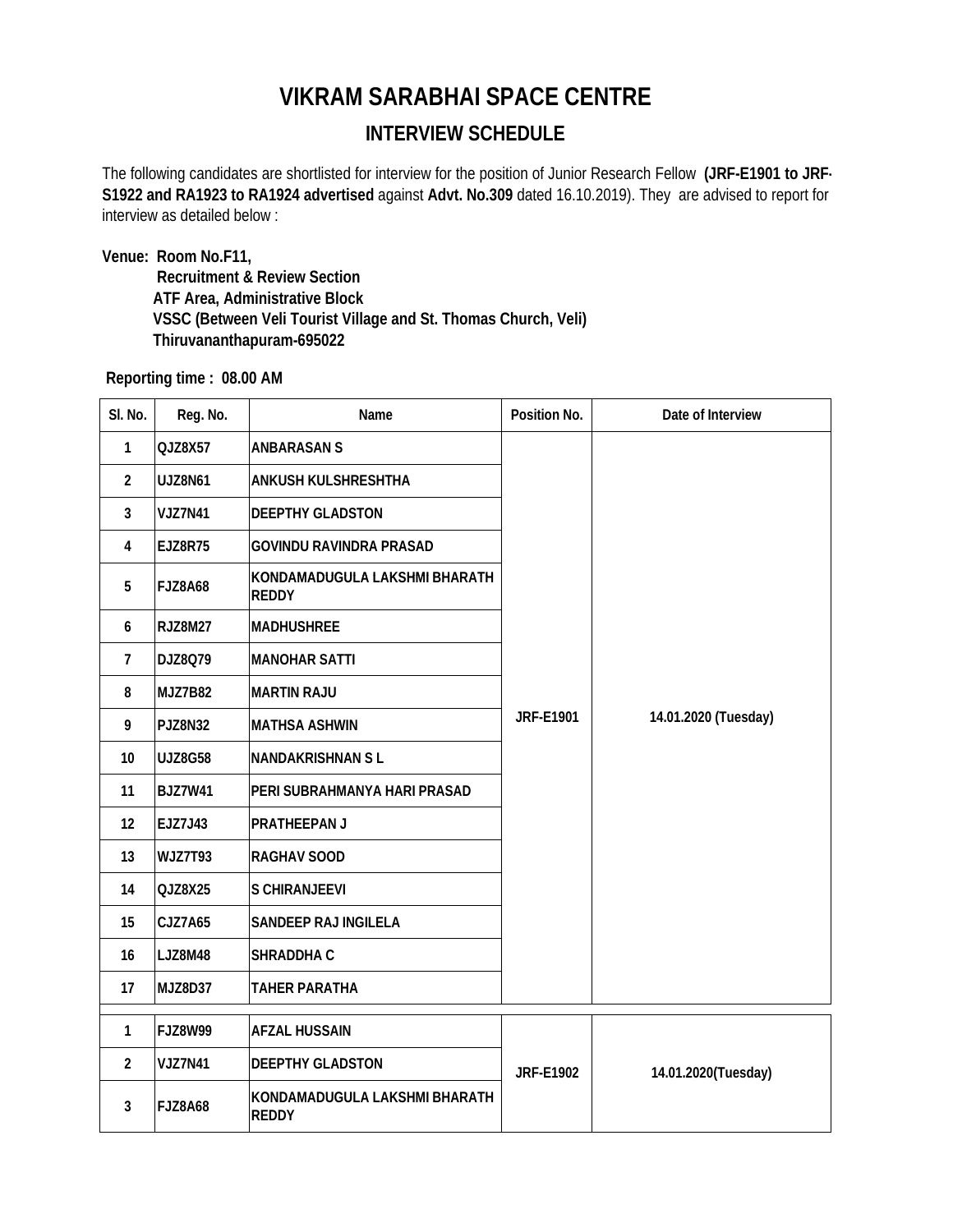# VIKRAM SARABHAI SPACE CENTRE

## INTERVIEW SCHEDULE

The following candidates are shortlisted for interview for the position of Junior Research Fellow **(JRF-E1901 to JRF-S1922 and RA1923 to RA1924 advertised** against **Advt. No.309** dated 16.10.2019). They are advised to report for interview as detailed below :

**Venue: Room No.F11,**
**Recruitment & Review Section**
**ATF Area, Administrative Block**
**VSSC (Between Veli Tourist Village and St. Thomas Church, Veli)**
**Thiruvananthapuram-695022**

**Reporting time : 08.00 AM**

| Sl. No. | Reg. No. | Name | Position No. | Date of Interview |
|---|---|---|---|---|
| 1 | QJZ8X57 | ANBARASAN S | JRF-E1901 | 14.01.2020 (Tuesday) |
| 2 | UJZ8N61 | ANKUSH KULSHRESHTHA | | |
| 3 | VJZ7N41 | DEEPTHY GLADSTON | | |
| 4 | EJZ8R75 | GOVINDU RAVINDRA PRASAD | | |
| 5 | FJZ8A68 | KONDAMADUGULA LAKSHMI BHARATH REDDY | | |
| 6 | RJZ8M27 | MADHUSHREE | | |
| 7 | DJZ8Q79 | MANOHAR SATTI | | |
| 8 | MJZ7B82 | MARTIN RAJU | | |
| 9 | PJZ8N32 | MATHSA ASHWIN | | |
| 10 | UJZ8G58 | NANDAKRISHNAN S L | | |
| 11 | BJZ7W41 | PERI SUBRAHMANYA HARI PRASAD | | |
| 12 | EJZ7J43 | PRATHEEPAN J | | |
| 13 | WJZ7T93 | RAGHAV SOOD | | |
| 14 | QJZ8X25 | S CHIRANJEEVI | | |
| 15 | CJZ7A65 | SANDEEP RAJ INGILELA | | |
| 16 | LJZ8M48 | SHRADDHA C | | |
| 17 | MJZ8D37 | TAHER PARATHA | | |
| 1 | FJZ8W99 | AFZAL HUSSAIN | JRF-E1902 | 14.01.2020(Tuesday) |
| 2 | VJZ7N41 | DEEPTHY GLADSTON | | |
| 3 | FJZ8A68 | KONDAMADUGULA LAKSHMI BHARATH REDDY | | |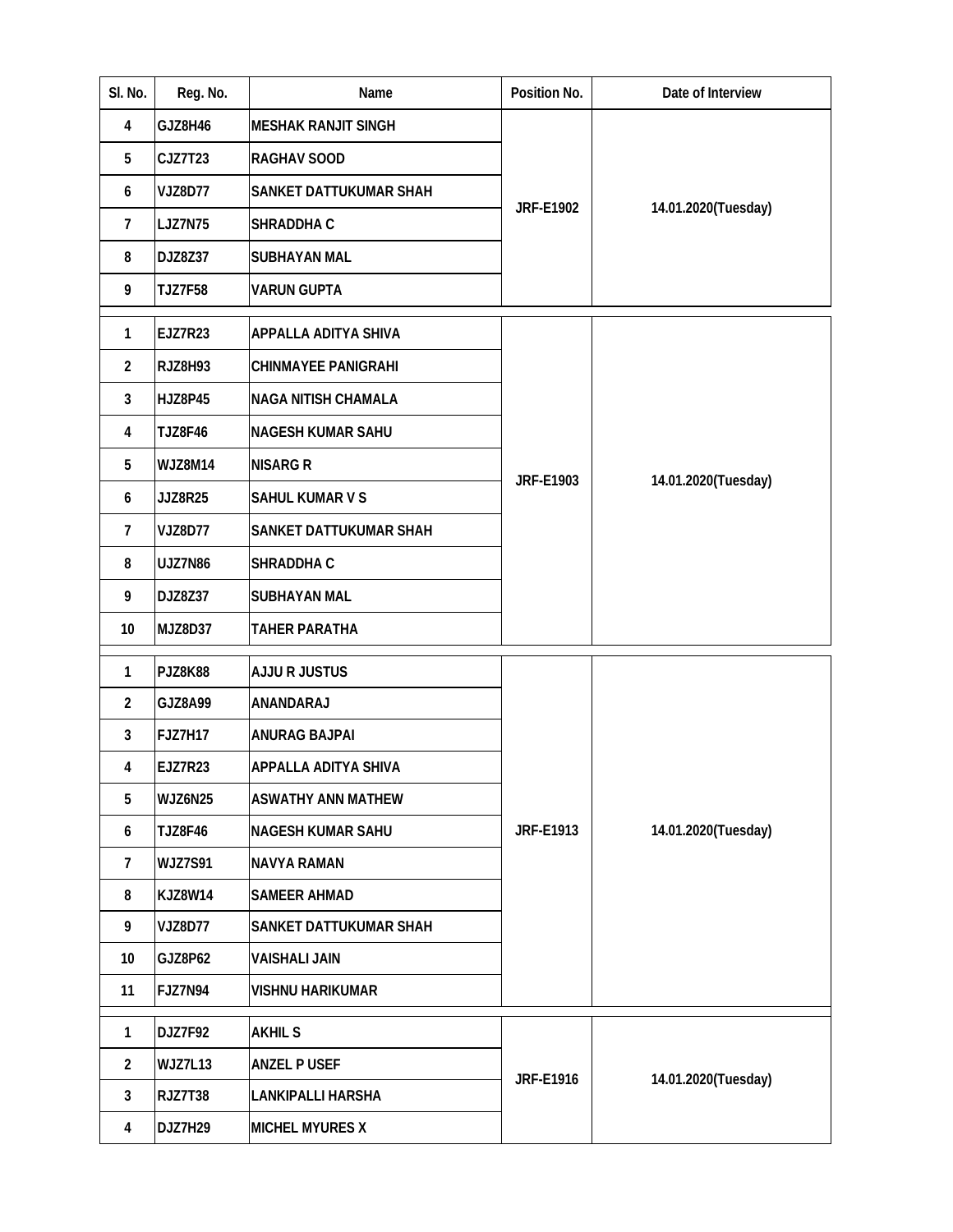| Sl. No. | Reg. No. | Name | Position No. | Date of Interview |
|---|---|---|---|---|
| 4 | GJZ8H46 | MESHAK RANJIT SINGH | JRF-E1902 | 14.01.2020(Tuesday) |
| 5 | CJZ7T23 | RAGHAV SOOD | | |
| 6 | VJZ8D77 | SANKET DATTUKUMAR SHAH | | |
| 7 | LJZ7N75 | SHRADDHA C | | |
| 8 | DJZ8Z37 | SUBHAYAN MAL | | |
| 9 | TJZ7F58 | VARUN GUPTA | | |
| 1 | EJZ7R23 | APPALLA ADITYA SHIVA | JRF-E1903 | 14.01.2020(Tuesday) |
| 2 | RJZ8H93 | CHINMAYEE PANIGRAHI | | |
| 3 | HJZ8P45 | NAGA NITISH CHAMALA | | |
| 4 | TJZ8F46 | NAGESH KUMAR SAHU | | |
| 5 | WJZ8M14 | NISARG R | | |
| 6 | JJZ8R25 | SAHUL KUMAR V S | | |
| 7 | VJZ8D77 | SANKET DATTUKUMAR SHAH | | |
| 8 | UJZ7N86 | SHRADDHA C | | |
| 9 | DJZ8Z37 | SUBHAYAN MAL | | |
| 10 | MJZ8D37 | TAHER PARATHA | | |
| 1 | PJZ8K88 | AJJU R JUSTUS | JRF-E1913 | 14.01.2020(Tuesday) |
| 2 | GJZ8A99 | ANANDARAJ | | |
| 3 | FJZ7H17 | ANURAG BAJPAI | | |
| 4 | EJZ7R23 | APPALLA ADITYA SHIVA | | |
| 5 | WJZ6N25 | ASWATHY ANN MATHEW | | |
| 6 | TJZ8F46 | NAGESH KUMAR SAHU | | |
| 7 | WJZ7S91 | NAVYA RAMAN | | |
| 8 | KJZ8W14 | SAMEER AHMAD | | |
| 9 | VJZ8D77 | SANKET DATTUKUMAR SHAH | | |
| 10 | GJZ8P62 | VAISHALI JAIN | | |
| 11 | FJZ7N94 | VISHNU HARIKUMAR | | |
| 1 | DJZ7F92 | AKHIL S | JRF-E1916 | 14.01.2020(Tuesday) |
| 2 | WJZ7L13 | ANZEL P USEF | | |
| 3 | RJZ7T38 | LANKIPALLI HARSHA | | |
| 4 | DJZ7H29 | MICHEL MYURES X | | |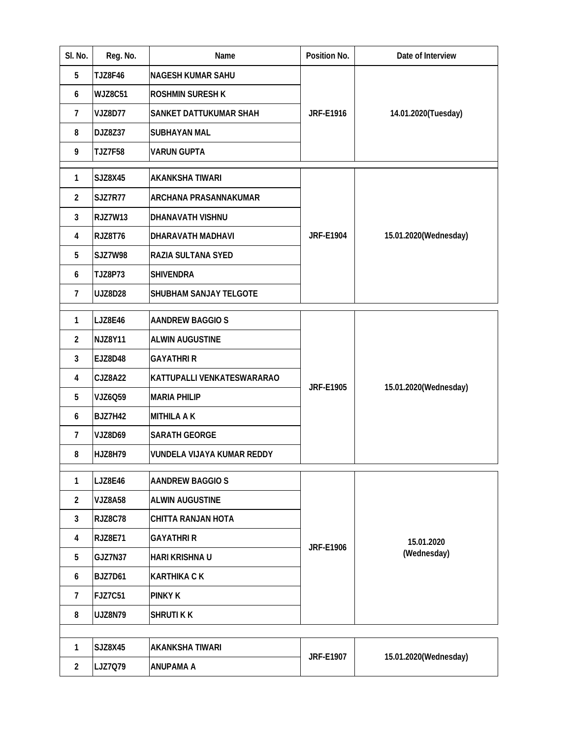| Sl. No. | Reg. No. | Name | Position No. | Date of Interview |
|---|---|---|---|---|
| 5 | TJZ8F46 | NAGESH KUMAR SAHU | JRF-E1916 | 14.01.2020(Tuesday) |
| 6 | WJZ8C51 | ROSHMIN SURESH K | | |
| 7 | VJZ8D77 | SANKET DATTUKUMAR SHAH | | |
| 8 | DJZ8Z37 | SUBHAYAN MAL | | |
| 9 | TJZ7F58 | VARUN GUPTA | | |
| 1 | SJZ8X45 | AKANKSHA TIWARI | JRF-E1904 | 15.01.2020(Wednesday) |
| 2 | SJZ7R77 | ARCHANA PRASANNAKUMAR | | |
| 3 | RJZ7W13 | DHANAVATH VISHNU | | |
| 4 | RJZ8T76 | DHARAVATH MADHAVI | | |
| 5 | SJZ7W98 | RAZIA SULTANA SYED | | |
| 6 | TJZ8P73 | SHIVENDRA | | |
| 7 | UJZ8D28 | SHUBHAM SANJAY TELGOTE | | |
| 1 | LJZ8E46 | AANDREW BAGGIO S | JRF-E1905 | 15.01.2020(Wednesday) |
| 2 | NJZ8Y11 | ALWIN AUGUSTINE | | |
| 3 | EJZ8D48 | GAYATHRI R | | |
| 4 | CJZ8A22 | KATTUPALLI VENKATESWARARAO | | |
| 5 | VJZ6Q59 | MARIA PHILIP | | |
| 6 | BJZ7H42 | MITHILA A K | | |
| 7 | VJZ8D69 | SARATH GEORGE | | |
| 8 | HJZ8H79 | VUNDELA VIJAYA KUMAR REDDY | | |
| 1 | LJZ8E46 | AANDREW BAGGIO S | JRF-E1906 | 15.01.2020 (Wednesday) |
| 2 | VJZ8A58 | ALWIN AUGUSTINE | | |
| 3 | RJZ8C78 | CHITTA RANJAN HOTA | | |
| 4 | RJZ8E71 | GAYATHRI R | | |
| 5 | GJZ7N37 | HARI KRISHNA U | | |
| 6 | BJZ7D61 | KARTHIKA C K | | |
| 7 | FJZ7C51 | PINKY K | | |
| 8 | UJZ8N79 | SHRUTI K K | | |
| 1 | SJZ8X45 | AKANKSHA TIWARI | JRF-E1907 | 15.01.2020(Wednesday) |
| 2 | LJZ7Q79 | ANUPAMA A | | |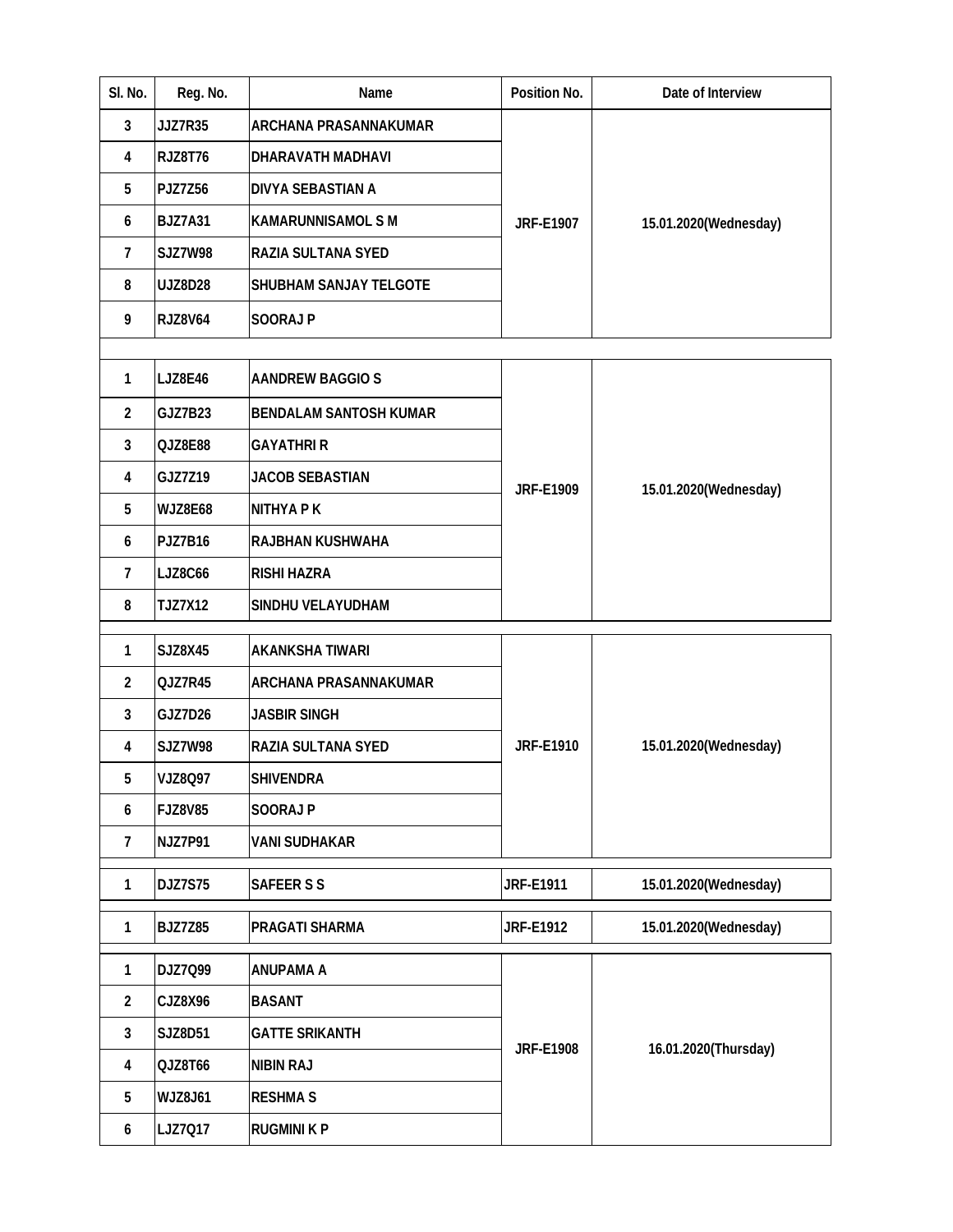| Sl. No. | Reg. No. | Name | Position No. | Date of Interview |
|---|---|---|---|---|
| 3 | JJZ7R35 | ARCHANA PRASANNAKUMAR | JRF-E1907 | 15.01.2020(Wednesday) |
| 4 | RJZ8T76 | DHARAVATH MADHAVI | | |
| 5 | PJZ7Z56 | DIVYA SEBASTIAN A | | |
| 6 | BJZ7A31 | KAMARUNNISAMOL S M | | |
| 7 | SJZ7W98 | RAZIA SULTANA SYED | | |
| 8 | UJZ8D28 | SHUBHAM SANJAY TELGOTE | | |
| 9 | RJZ8V64 | SOORAJ P | | |
| 1 | LJZ8E46 | AANDREW BAGGIO S | JRF-E1909 | 15.01.2020(Wednesday) |
| 2 | GJZ7B23 | BENDALAM SANTOSH KUMAR | | |
| 3 | QJZ8E88 | GAYATHRI R | | |
| 4 | GJZ7Z19 | JACOB SEBASTIAN | | |
| 5 | WJZ8E68 | NITHYA P K | | |
| 6 | PJZ7B16 | RAJBHAN KUSHWAHA | | |
| 7 | LJZ8C66 | RISHI HAZRA | | |
| 8 | TJZ7X12 | SINDHU VELAYUDHAM | | |
| 1 | SJZ8X45 | AKANKSHA TIWARI | JRF-E1910 | 15.01.2020(Wednesday) |
| 2 | QJZ7R45 | ARCHANA PRASANNAKUMAR | | |
| 3 | GJZ7D26 | JASBIR SINGH | | |
| 4 | SJZ7W98 | RAZIA SULTANA SYED | | |
| 5 | VJZ8Q97 | SHIVENDRA | | |
| 6 | FJZ8V85 | SOORAJ P | | |
| 7 | NJZ7P91 | VANI SUDHAKAR | | |
| 1 | DJZ7S75 | SAFEER S S | JRF-E1911 | 15.01.2020(Wednesday) |
| 1 | BJZ7Z85 | PRAGATI SHARMA | JRF-E1912 | 15.01.2020(Wednesday) |
| 1 | DJZ7Q99 | ANUPAMA A | JRF-E1908 | 16.01.2020(Thursday) |
| 2 | CJZ8X96 | BASANT | | |
| 3 | SJZ8D51 | GATTE SRIKANTH | | |
| 4 | QJZ8T66 | NIBIN RAJ | | |
| 5 | WJZ8J61 | RESHMA S | | |
| 6 | LJZ7Q17 | RUGMINI K P | | |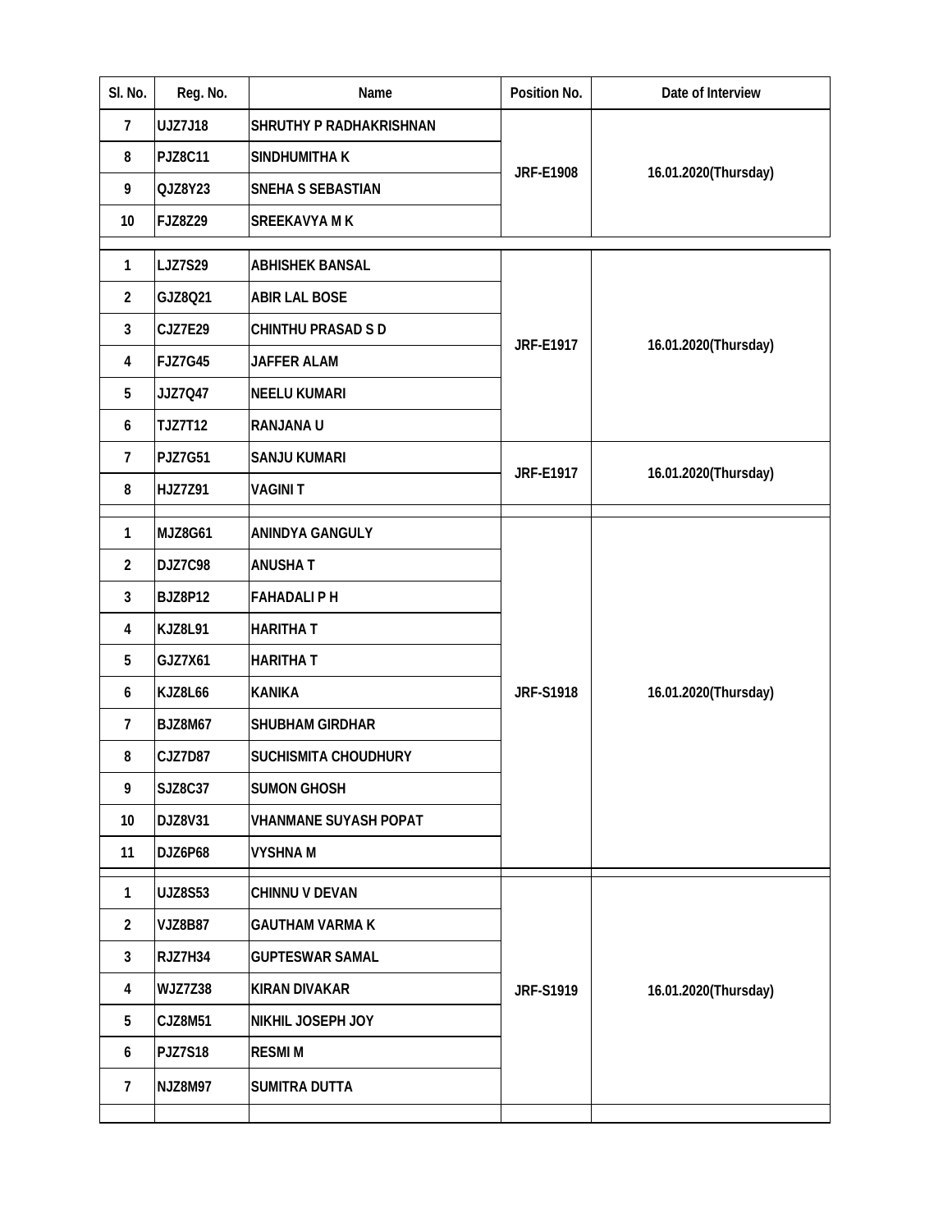| Sl. No. | Reg. No. | Name | Position No. | Date of Interview |
|---|---|---|---|---|
| 7 | UJZ7J18 | SHRUTHY P RADHAKRISHNAN | JRF-E1908 | 16.01.2020(Thursday) |
| 8 | PJZ8C11 | SINDHUMITHA K | | |
| 9 | QJZ8Y23 | SNEHA S SEBASTIAN | | |
| 10 | FJZ8Z29 | SREEKAVYA M K | | |
| 1 | LJZ7S29 | ABHISHEK BANSAL | JRF-E1917 | 16.01.2020(Thursday) |
| 2 | GJZ8Q21 | ABIR LAL BOSE | | |
| 3 | CJZ7E29 | CHINTHU PRASAD S D | | |
| 4 | FJZ7G45 | JAFFER ALAM | | |
| 5 | JJZ7Q47 | NEELU KUMARI | | |
| 6 | TJZ7T12 | RANJANA U | | |
| 7 | PJZ7G51 | SANJU KUMARI | JRF-E1917 | 16.01.2020(Thursday) |
| 8 | HJZ7Z91 | VAGINI T | | |
| 1 | MJZ8G61 | ANINDYA GANGULY | JRF-S1918 | 16.01.2020(Thursday) |
| 2 | DJZ7C98 | ANUSHA T | | |
| 3 | BJZ8P12 | FAHADALI P H | | |
| 4 | KJZ8L91 | HARITHA T | | |
| 5 | GJZ7X61 | HARITHA T | | |
| 6 | KJZ8L66 | KANIKA | | |
| 7 | BJZ8M67 | SHUBHAM GIRDHAR | | |
| 8 | CJZ7D87 | SUCHISMITA CHOUDHURY | | |
| 9 | SJZ8C37 | SUMON GHOSH | | |
| 10 | DJZ8V31 | VHANMANE SUYASH POPAT | | |
| 11 | DJZ6P68 | VYSHNA M | | |
| 1 | UJZ8S53 | CHINNU V DEVAN | JRF-S1919 | 16.01.2020(Thursday) |
| 2 | VJZ8B87 | GAUTHAM VARMA K | | |
| 3 | RJZ7H34 | GUPTESWAR SAMAL | | |
| 4 | WJZ7Z38 | KIRAN DIVAKAR | | |
| 5 | CJZ8M51 | NIKHIL JOSEPH JOY | | |
| 6 | PJZ7S18 | RESMI M | | |
| 7 | NJZ8M97 | SUMITRA DUTTA | | |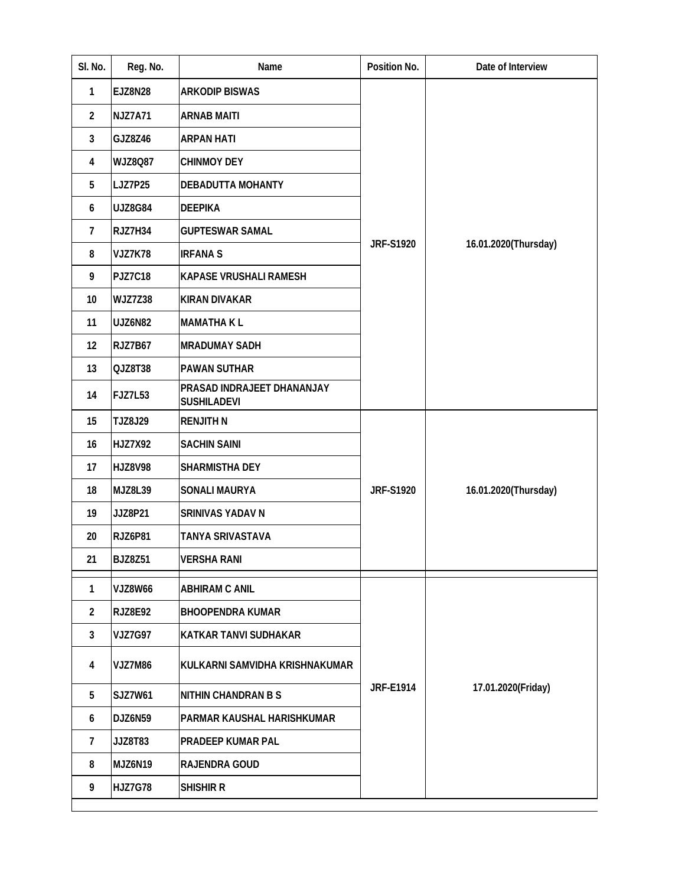| Sl. No. | Reg. No. | Name | Position No. | Date of Interview |
|---|---|---|---|---|
| 1 | EJZ8N28 | ARKODIP BISWAS | JRF-S1920 | 16.01.2020(Thursday) |
| 2 | NJZ7A71 | ARNAB MAITI | | |
| 3 | GJZ8Z46 | ARPAN HATI | | |
| 4 | WJZ8Q87 | CHINMOY DEY | | |
| 5 | LJZ7P25 | DEBADUTTA MOHANTY | | |
| 6 | UJZ8G84 | DEEPIKA | | |
| 7 | RJZ7H34 | GUPTESWAR SAMAL | | |
| 8 | VJZ7K78 | IRFANA S | | |
| 9 | PJZ7C18 | KAPASE VRUSHALI RAMESH | | |
| 10 | WJZ7Z38 | KIRAN DIVAKAR | | |
| 11 | UJZ6N82 | MAMATHA K L | | |
| 12 | RJZ7B67 | MRADUMAY SADH | | |
| 13 | QJZ8T38 | PAWAN SUTHAR | | |
| 14 | FJZ7L53 | PRASAD INDRAJEET DHANANJAY SUSHILADEVI | | |
| 15 | TJZ8J29 | RENJITH N | JRF-S1920 | 16.01.2020(Thursday) |
| 16 | HJZ7X92 | SACHIN SAINI | | |
| 17 | HJZ8V98 | SHARMISTHA DEY | | |
| 18 | MJZ8L39 | SONALI MAURYA | | |
| 19 | JJZ8P21 | SRINIVAS YADAV N | | |
| 20 | RJZ6P81 | TANYA SRIVASTAVA | | |
| 21 | BJZ8Z51 | VERSHA RANI | | |
| | | | | |
| 1 | VJZ8W66 | ABHIRAM C ANIL | JRF-E1914 | 17.01.2020(Friday) |
| 2 | RJZ8E92 | BHOOPENDRA KUMAR | | |
| 3 | VJZ7G97 | KATKAR TANVI SUDHAKAR | | |
| 4 | VJZ7M86 | KULKARNI SAMVIDHA KRISHNAKUMAR | | |
| 5 | SJZ7W61 | NITHIN CHANDRAN B S | | |
| 6 | DJZ6N59 | PARMAR KAUSHAL HARISHKUMAR | | |
| 7 | JJZ8T83 | PRADEEP KUMAR PAL | | |
| 8 | MJZ6N19 | RAJENDRA GOUD | | |
| 9 | HJZ7G78 | SHISHIR R | | |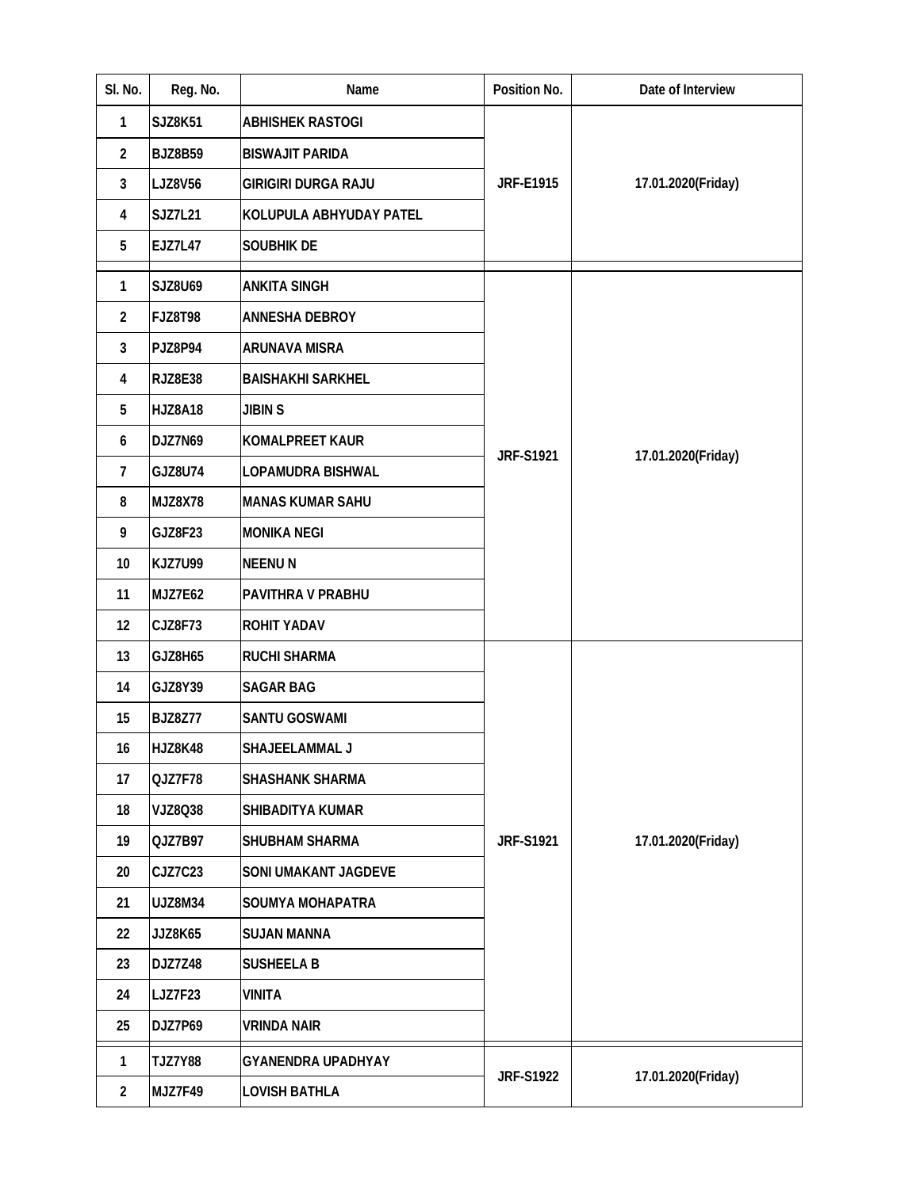| Sl. No. | Reg. No. | Name | Position No. | Date of Interview |
|---|---|---|---|---|
| 1 | SJZ8K51 | ABHISHEK RASTOGI | JRF-E1915 | 17.01.2020(Friday) |
| 2 | BJZ8B59 | BISWAJIT PARIDA | | |
| 3 | LJZ8V56 | GIRIGIRI DURGA RAJU | | |
| 4 | SJZ7L21 | KOLUPULA ABHYUDAY PATEL | | |
| 5 | EJZ7L47 | SOUBHIK DE | | |
| 1 | SJZ8U69 | ANKITA SINGH | JRF-S1921 | 17.01.2020(Friday) |
| 2 | FJZ8T98 | ANNESHA DEBROY | | |
| 3 | PJZ8P94 | ARUNAVA MISRA | | |
| 4 | RJZ8E38 | BAISHAKHI SARKHEL | | |
| 5 | HJZ8A18 | JIBIN S | | |
| 6 | DJZ7N69 | KOMALPREET KAUR | | |
| 7 | GJZ8U74 | LOPAMUDRA BISHWAL | | |
| 8 | MJZ8X78 | MANAS KUMAR SAHU | | |
| 9 | GJZ8F23 | MONIKA NEGI | | |
| 10 | KJZ7U99 | NEENU N | | |
| 11 | MJZ7E62 | PAVITHRA V PRABHU | | |
| 12 | CJZ8F73 | ROHIT YADAV | | |
| 13 | GJZ8H65 | RUCHI SHARMA | JRF-S1921 | 17.01.2020(Friday) |
| 14 | GJZ8Y39 | SAGAR BAG | | |
| 15 | BJZ8Z77 | SANTU GOSWAMI | | |
| 16 | HJZ8K48 | SHAJEELAMMAL J | | |
| 17 | QJZ7F78 | SHASHANK SHARMA | | |
| 18 | VJZ8Q38 | SHIBADITYA KUMAR | | |
| 19 | QJZ7B97 | SHUBHAM SHARMA | | |
| 20 | CJZ7C23 | SONI UMAKANT JAGDEVE | | |
| 21 | UJZ8M34 | SOUMYA MOHAPATRA | | |
| 22 | JJZ8K65 | SUJAN MANNA | | |
| 23 | DJZ7Z48 | SUSHEELA B | | |
| 24 | LJZ7F23 | VINITA | | |
| 25 | DJZ7P69 | VRINDA NAIR | | |
| 1 | TJZ7Y88 | GYANENDRA UPADHYAY | JRF-S1922 | 17.01.2020(Friday) |
| 2 | MJZ7F49 | LOVISH BATHLA | | |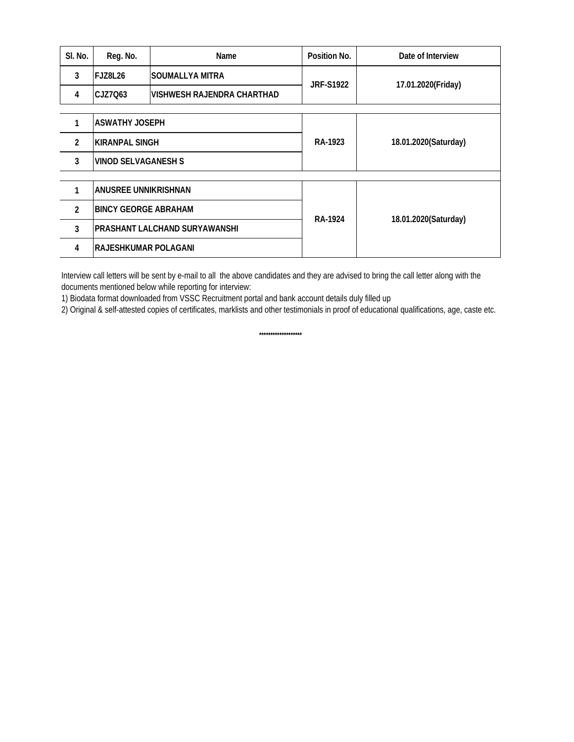| Sl. No. | Reg. No. | Name | Position No. | Date of Interview |
|---|---|---|---|---|
| 3 | FJZ8L26 | SOUMALLYA MITRA | JRF-S1922 | 17.01.2020(Friday) |
| 4 | CJZ7Q63 | VISHWESH RAJENDRA CHARTHAD | | |
| | | | | |
| 1 | ASWATHY JOSEPH | | RA-1923 | 18.01.2020(Saturday) |
| 2 | KIRANPAL SINGH | | | |
| 3 | VINOD SELVAGANESH S | | | |
| | | | | |
| 1 | ANUSREE UNNIKRISHNAN | | RA-1924 | 18.01.2020(Saturday) |
| 2 | BINCY GEORGE ABRAHAM | | | |
| 3 | PRASHANT LALCHAND SURYAWANSHI | | | |
| 4 | RAJESHKUMAR POLAGANI | | | |

Interview call letters will be sent by e-mail to all the above candidates and they are advised to bring the call letter along with the documents mentioned below while reporting for interview:

1) Biodata format downloaded from VSSC Recruitment portal and bank account details duly filled up

2) Original & self-attested copies of certificates, marklists and other testimonials in proof of educational qualifications, age, caste etc.

*******************